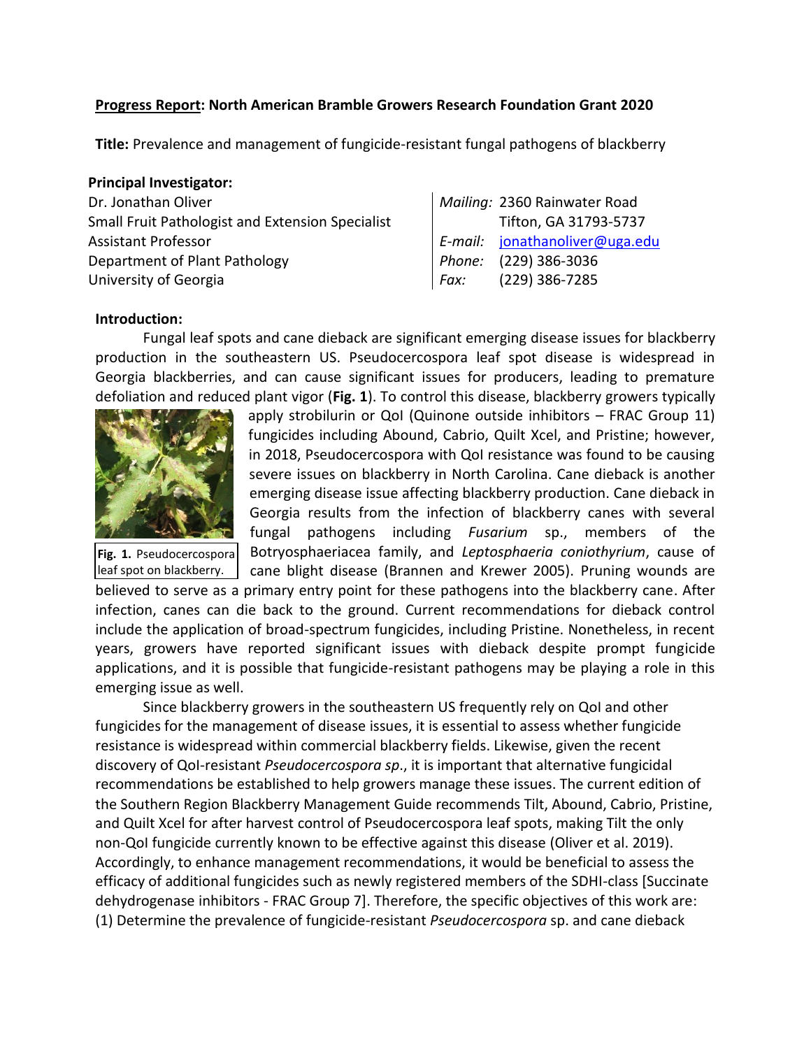**Progress Report: North American Bramble Growers Research Foundation Grant 2020**

**Title:** Prevalence and management of fungicide-resistant fungal pathogens of blackberry

**Principal Investigator:**

Dr. Jonathan Oliver
Small Fruit Pathologist and Extension Specialist
Assistant Professor
Department of Plant Pathology
University of Georgia

*Mailing:* 2360 Rainwater Road
Tifton, GA 31793-5737
*E-mail:* jonathanoliver@uga.edu
*Phone:* (229) 386-3036
*Fax:* (229) 386-7285

**Introduction:**

Fungal leaf spots and cane dieback are significant emerging disease issues for blackberry production in the southeastern US. Pseudocercospora leaf spot disease is widespread in Georgia blackberries, and can cause significant issues for producers, leading to premature defoliation and reduced plant vigor (**Fig. 1**). To control this disease, blackberry growers typically apply strobilurin or QoI (Quinone outside inhibitors – FRAC Group 11) fungicides including Abound, Cabrio, Quilt Xcel, and Pristine; however, in 2018, Pseudocercospora with QoI resistance was found to be causing severe issues on blackberry in North Carolina. Cane dieback is another emerging disease issue affecting blackberry production. Cane dieback in Georgia results from the infection of blackberry canes with several fungal pathogens including *Fusarium* sp., members of the Botryosphaeriacea family, and *Leptosphaeria coniothyrium*, cause of cane blight disease (Brannen and Krewer 2005). Pruning wounds are believed to serve as a primary entry point for these pathogens into the blackberry cane. After infection, canes can die back to the ground. Current recommendations for dieback control include the application of broad-spectrum fungicides, including Pristine. Nonetheless, in recent years, growers have reported significant issues with dieback despite prompt fungicide applications, and it is possible that fungicide-resistant pathogens may be playing a role in this emerging issue as well.

**Fig. 1.** Pseudocercospora leaf spot on blackberry.

Since blackberry growers in the southeastern US frequently rely on QoI and other fungicides for the management of disease issues, it is essential to assess whether fungicide resistance is widespread within commercial blackberry fields. Likewise, given the recent discovery of QoI-resistant *Pseudocercospora sp*., it is important that alternative fungicidal recommendations be established to help growers manage these issues. The current edition of the Southern Region Blackberry Management Guide recommends Tilt, Abound, Cabrio, Pristine, and Quilt Xcel for after harvest control of Pseudocercospora leaf spots, making Tilt the only non-QoI fungicide currently known to be effective against this disease (Oliver et al. 2019). Accordingly, to enhance management recommendations, it would be beneficial to assess the efficacy of additional fungicides such as newly registered members of the SDHI-class [Succinate dehydrogenase inhibitors - FRAC Group 7]. Therefore, the specific objectives of this work are: (1) Determine the prevalence of fungicide-resistant *Pseudocercospora* sp. and cane dieback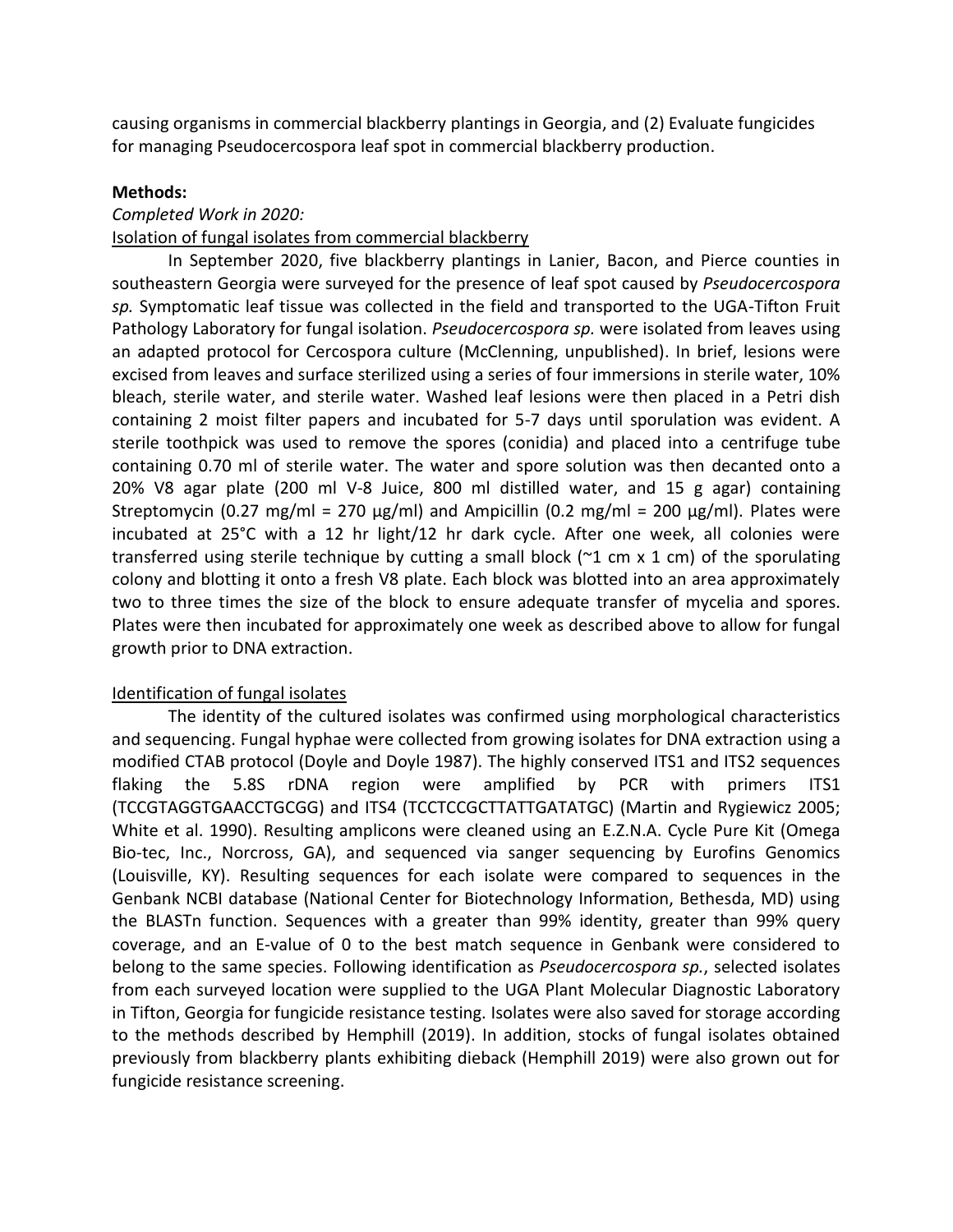causing organisms in commercial blackberry plantings in Georgia, and (2) Evaluate fungicides for managing Pseudocercospora leaf spot in commercial blackberry production.

**Methods:**

*Completed Work in 2020:*

Isolation of fungal isolates from commercial blackberry

In September 2020, five blackberry plantings in Lanier, Bacon, and Pierce counties in southeastern Georgia were surveyed for the presence of leaf spot caused by *Pseudocercospora sp.* Symptomatic leaf tissue was collected in the field and transported to the UGA-Tifton Fruit Pathology Laboratory for fungal isolation. *Pseudocercospora sp.* were isolated from leaves using an adapted protocol for Cercospora culture (McClenning, unpublished). In brief, lesions were excised from leaves and surface sterilized using a series of four immersions in sterile water, 10% bleach, sterile water, and sterile water. Washed leaf lesions were then placed in a Petri dish containing 2 moist filter papers and incubated for 5-7 days until sporulation was evident. A sterile toothpick was used to remove the spores (conidia) and placed into a centrifuge tube containing 0.70 ml of sterile water. The water and spore solution was then decanted onto a 20% V8 agar plate (200 ml V-8 Juice, 800 ml distilled water, and 15 g agar) containing Streptomycin (0.27 mg/ml = 270 µg/ml) and Ampicillin (0.2 mg/ml = 200 µg/ml). Plates were incubated at 25°C with a 12 hr light/12 hr dark cycle. After one week, all colonies were transferred using sterile technique by cutting a small block (~1 cm x 1 cm) of the sporulating colony and blotting it onto a fresh V8 plate. Each block was blotted into an area approximately two to three times the size of the block to ensure adequate transfer of mycelia and spores. Plates were then incubated for approximately one week as described above to allow for fungal growth prior to DNA extraction.

Identification of fungal isolates

The identity of the cultured isolates was confirmed using morphological characteristics and sequencing. Fungal hyphae were collected from growing isolates for DNA extraction using a modified CTAB protocol (Doyle and Doyle 1987). The highly conserved ITS1 and ITS2 sequences flaking the 5.8S rDNA region were amplified by PCR with primers ITS1 (TCCGTAGGTGAACCTGCGG) and ITS4 (TCCTCCGCTTATTGATATGC) (Martin and Rygiewicz 2005; White et al. 1990). Resulting amplicons were cleaned using an E.Z.N.A. Cycle Pure Kit (Omega Bio-tec, Inc., Norcross, GA), and sequenced via sanger sequencing by Eurofins Genomics (Louisville, KY). Resulting sequences for each isolate were compared to sequences in the Genbank NCBI database (National Center for Biotechnology Information, Bethesda, MD) using the BLASTn function. Sequences with a greater than 99% identity, greater than 99% query coverage, and an E-value of 0 to the best match sequence in Genbank were considered to belong to the same species. Following identification as *Pseudocercospora sp.*, selected isolates from each surveyed location were supplied to the UGA Plant Molecular Diagnostic Laboratory in Tifton, Georgia for fungicide resistance testing. Isolates were also saved for storage according to the methods described by Hemphill (2019). In addition, stocks of fungal isolates obtained previously from blackberry plants exhibiting dieback (Hemphill 2019) were also grown out for fungicide resistance screening.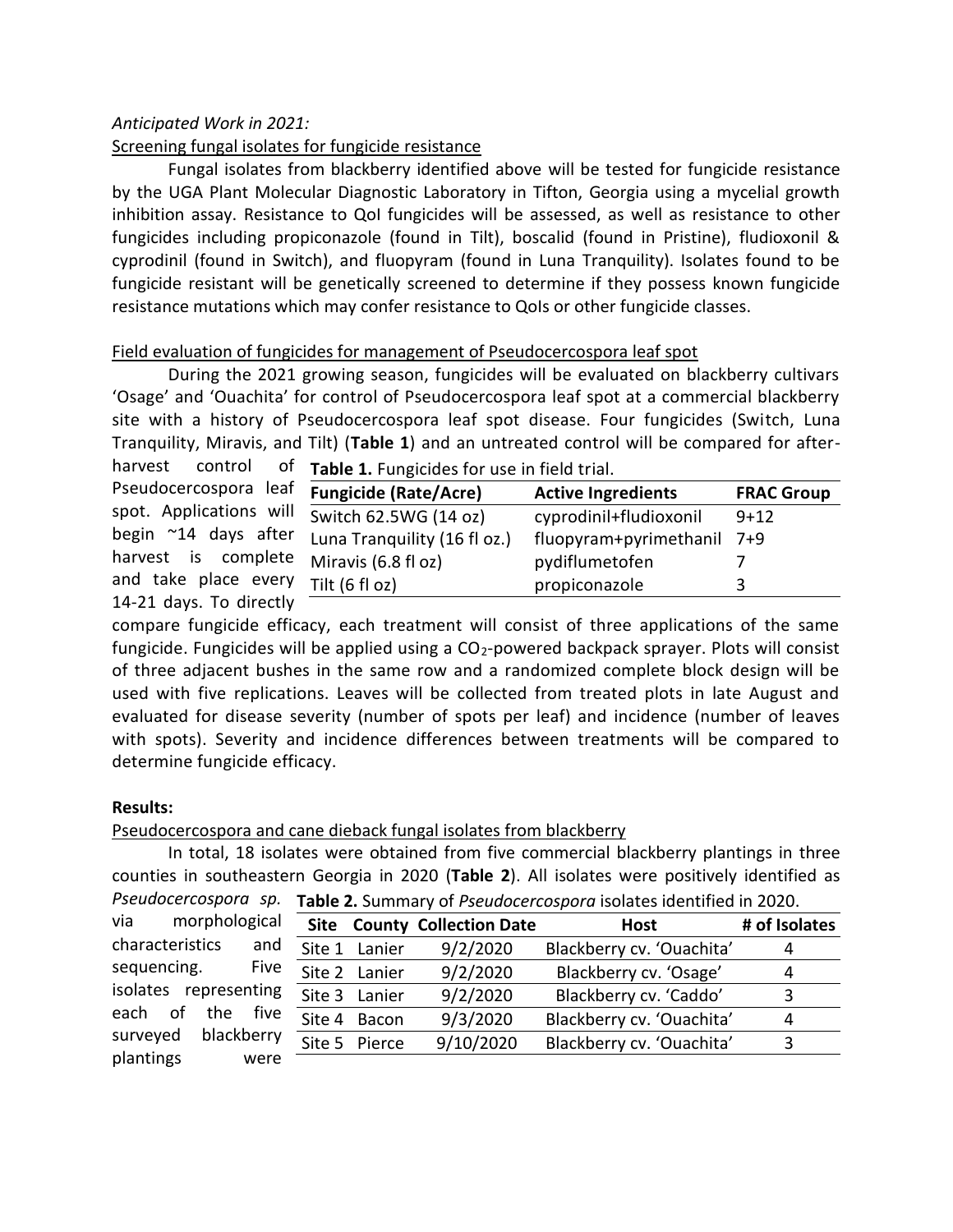*Anticipated Work in 2021:*

Screening fungal isolates for fungicide resistance

Fungal isolates from blackberry identified above will be tested for fungicide resistance by the UGA Plant Molecular Diagnostic Laboratory in Tifton, Georgia using a mycelial growth inhibition assay. Resistance to QoI fungicides will be assessed, as well as resistance to other fungicides including propiconazole (found in Tilt), boscalid (found in Pristine), fludioxonil & cyprodinil (found in Switch), and fluopyram (found in Luna Tranquility). Isolates found to be fungicide resistant will be genetically screened to determine if they possess known fungicide resistance mutations which may confer resistance to QoIs or other fungicide classes.

Field evaluation of fungicides for management of Pseudocercospora leaf spot

During the 2021 growing season, fungicides will be evaluated on blackberry cultivars 'Osage' and 'Ouachita' for control of Pseudocercospora leaf spot at a commercial blackberry site with a history of Pseudocercospora leaf spot disease. Four fungicides (Switch, Luna Tranquility, Miravis, and Tilt) (**Table 1**) and an untreated control will be compared for after-harvest control of Pseudocercospora leaf spot. Applications will begin ~14 days after harvest is complete and take place every 14-21 days. To directly compare fungicide efficacy, each treatment will consist of three applications of the same fungicide. Fungicides will be applied using a $CO_2$-powered backpack sprayer. Plots will consist of three adjacent bushes in the same row and a randomized complete block design will be used with five replications. Leaves will be collected from treated plots in late August and evaluated for disease severity (number of spots per leaf) and incidence (number of leaves with spots). Severity and incidence differences between treatments will be compared to determine fungicide efficacy.

**Table 1.** Fungicides for use in field trial.

| Fungicide (Rate/Acre) | Active Ingredients | FRAC Group |
|---|---|---|
| Switch 62.5WG (14 oz) | cyprodinil+fludioxonil | 9+12 |
| Luna Tranquility (16 fl oz.) | fluopyram+pyrimethanil | 7+9 |
| Miravis (6.8 fl oz) | pydiflumetofen | 7 |
| Tilt (6 fl oz) | propiconazole | 3 |

**Results:**

Pseudocercospora and cane dieback fungal isolates from blackberry

In total, 18 isolates were obtained from five commercial blackberry plantings in three counties in southeastern Georgia in 2020 (**Table 2**). All isolates were positively identified as *Pseudocercospora sp.* via morphological characteristics and sequencing. Five isolates representing each of the five surveyed blackberry plantings were

**Table 2.** Summary of *Pseudocercospora* isolates identified in 2020.

| Site | County | Collection Date | Host | # of Isolates |
|---|---|---|---|---|
| Site 1 | Lanier | 9/2/2020 | Blackberry cv. 'Ouachita' | 4 |
| Site 2 | Lanier | 9/2/2020 | Blackberry cv. 'Osage' | 4 |
| Site 3 | Lanier | 9/2/2020 | Blackberry cv. 'Caddo' | 3 |
| Site 4 | Bacon | 9/3/2020 | Blackberry cv. 'Ouachita' | 4 |
| Site 5 | Pierce | 9/10/2020 | Blackberry cv. 'Ouachita' | 3 |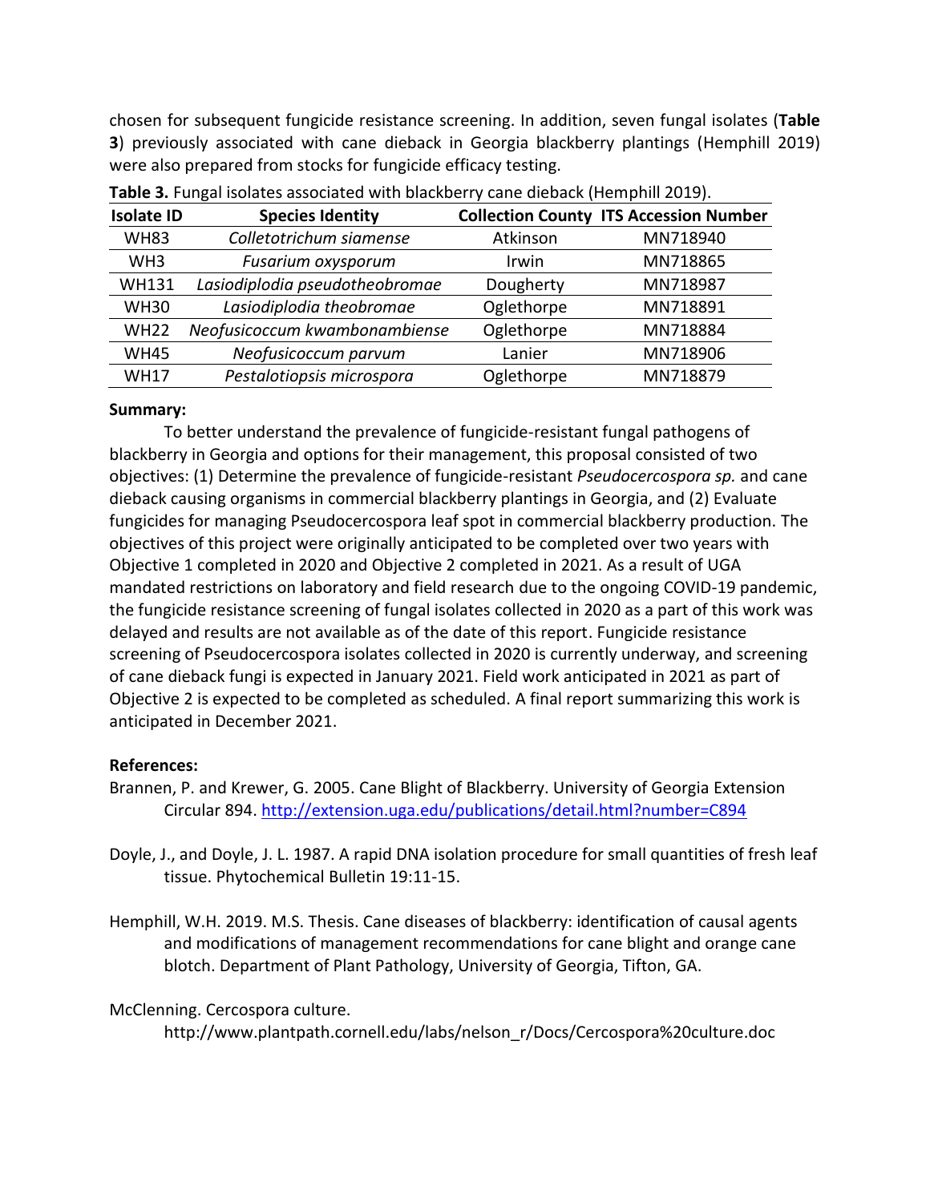chosen for subsequent fungicide resistance screening. In addition, seven fungal isolates (**Table 3**) previously associated with cane dieback in Georgia blackberry plantings (Hemphill 2019) were also prepared from stocks for fungicide efficacy testing.

**Table 3.** Fungal isolates associated with blackberry cane dieback (Hemphill 2019).

| Isolate ID | Species Identity | Collection County | ITS Accession Number |
|---|---|---|---|
| WH83 | *Colletotrichum siamense* | Atkinson | MN718940 |
| WH3 | *Fusarium oxysporum* | Irwin | MN718865 |
| WH131 | *Lasiodiplodia pseudotheobromae* | Dougherty | MN718987 |
| WH30 | *Lasiodiplodia theobromae* | Oglethorpe | MN718891 |
| WH22 | *Neofusicoccum kwambonambiense* | Oglethorpe | MN718884 |
| WH45 | *Neofusicoccum parvum* | Lanier | MN718906 |
| WH17 | *Pestalotiopsis microspora* | Oglethorpe | MN718879 |

**Summary:**

To better understand the prevalence of fungicide-resistant fungal pathogens of blackberry in Georgia and options for their management, this proposal consisted of two objectives: (1) Determine the prevalence of fungicide-resistant *Pseudocercospora sp.* and cane dieback causing organisms in commercial blackberry plantings in Georgia, and (2) Evaluate fungicides for managing Pseudocercospora leaf spot in commercial blackberry production. The objectives of this project were originally anticipated to be completed over two years with Objective 1 completed in 2020 and Objective 2 completed in 2021. As a result of UGA mandated restrictions on laboratory and field research due to the ongoing COVID-19 pandemic, the fungicide resistance screening of fungal isolates collected in 2020 as a part of this work was delayed and results are not available as of the date of this report. Fungicide resistance screening of Pseudocercospora isolates collected in 2020 is currently underway, and screening of cane dieback fungi is expected in January 2021. Field work anticipated in 2021 as part of Objective 2 is expected to be completed as scheduled. A final report summarizing this work is anticipated in December 2021.

**References:**

Brannen, P. and Krewer, G. 2005. Cane Blight of Blackberry. University of Georgia Extension Circular 894. http://extension.uga.edu/publications/detail.html?number=C894

Doyle, J., and Doyle, J. L. 1987. A rapid DNA isolation procedure for small quantities of fresh leaf tissue. Phytochemical Bulletin 19:11-15.

Hemphill, W.H. 2019. M.S. Thesis. Cane diseases of blackberry: identification of causal agents and modifications of management recommendations for cane blight and orange cane blotch. Department of Plant Pathology, University of Georgia, Tifton, GA.

McClenning. Cercospora culture. http://www.plantpath.cornell.edu/labs/nelson_r/Docs/Cercospora%20culture.doc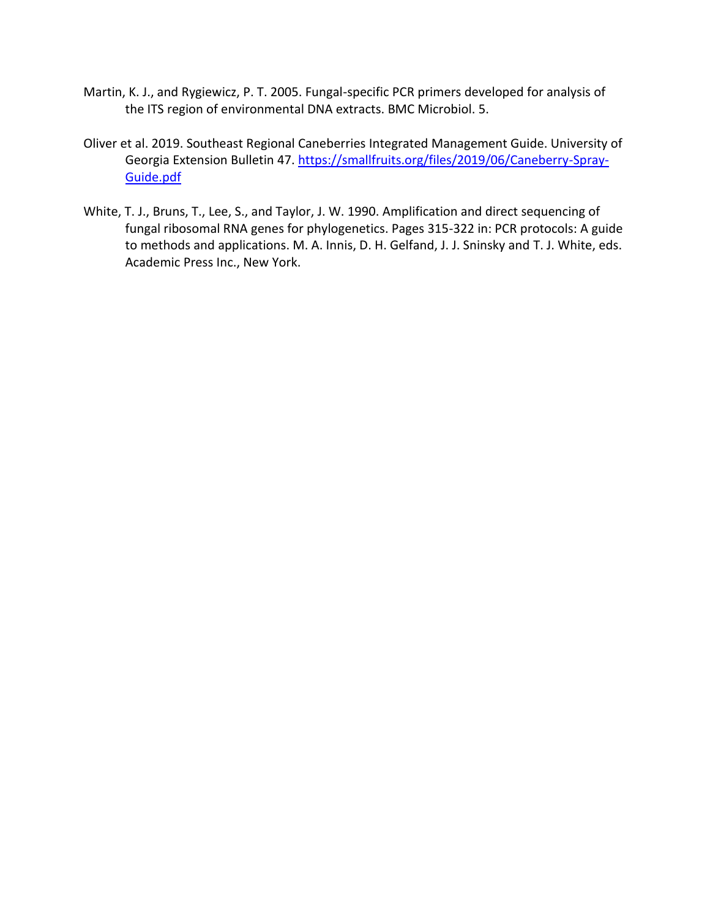Martin, K. J., and Rygiewicz, P. T. 2005. Fungal-specific PCR primers developed for analysis of the ITS region of environmental DNA extracts. BMC Microbiol. 5.

Oliver et al. 2019. Southeast Regional Caneberries Integrated Management Guide. University of Georgia Extension Bulletin 47. https://smallfruits.org/files/2019/06/Caneberry-Spray-Guide.pdf

White, T. J., Bruns, T., Lee, S., and Taylor, J. W. 1990. Amplification and direct sequencing of fungal ribosomal RNA genes for phylogenetics. Pages 315-322 in: PCR protocols: A guide to methods and applications. M. A. Innis, D. H. Gelfand, J. J. Sninsky and T. J. White, eds. Academic Press Inc., New York.